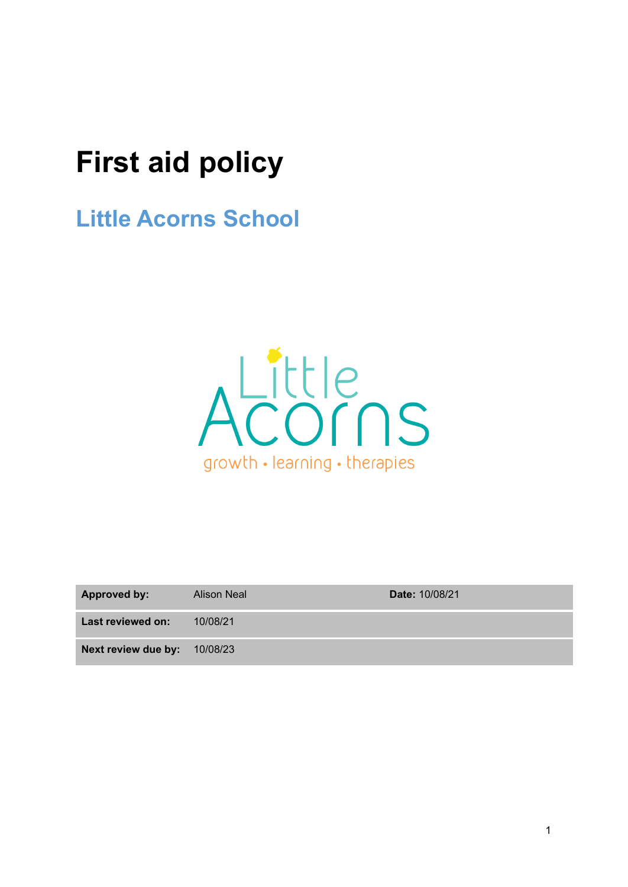# First aid policy

## Little Acorns School

Little Acorns
growth • learning • therapies

| **Approved by:** | Alison Neal | **Date:** 10/08/21 |
|---|---|---|
| **Last reviewed on:** | 10/08/21 | |
| **Next review due by:** | 10/08/23 | |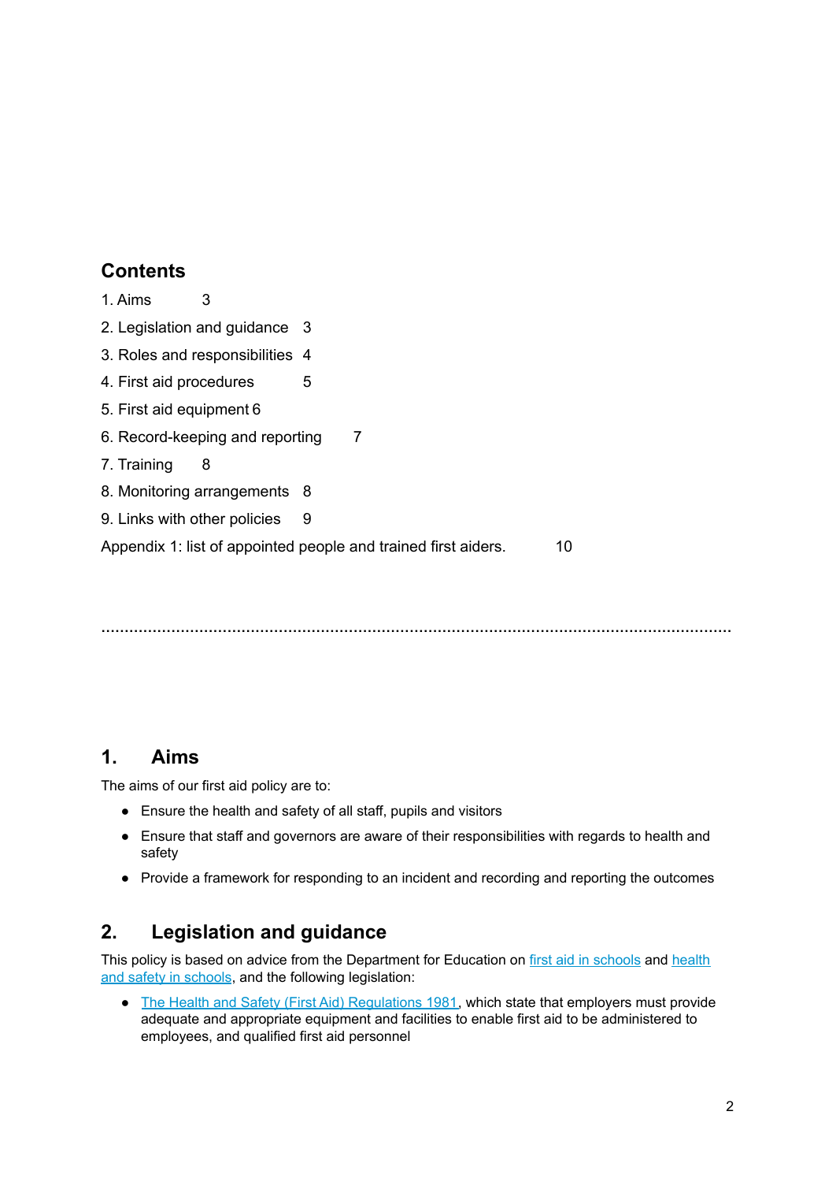## Contents

1. Aims 3
2. Legislation and guidance 3
3. Roles and responsibilities 4
4. First aid procedures 5
5. First aid equipment 6
6. Record-keeping and reporting 7
7. Training 8
8. Monitoring arrangements 8
9. Links with other policies 9

Appendix 1: list of appointed people and trained first aiders. 10

.......................................................................................................................................

## 1. Aims

The aims of our first aid policy are to:

- Ensure the health and safety of all staff, pupils and visitors
- Ensure that staff and governors are aware of their responsibilities with regards to health and safety
- Provide a framework for responding to an incident and recording and reporting the outcomes

## 2. Legislation and guidance

This policy is based on advice from the Department for Education on first aid in schools and health and safety in schools, and the following legislation:

- The Health and Safety (First Aid) Regulations 1981, which state that employers must provide adequate and appropriate equipment and facilities to enable first aid to be administered to employees, and qualified first aid personnel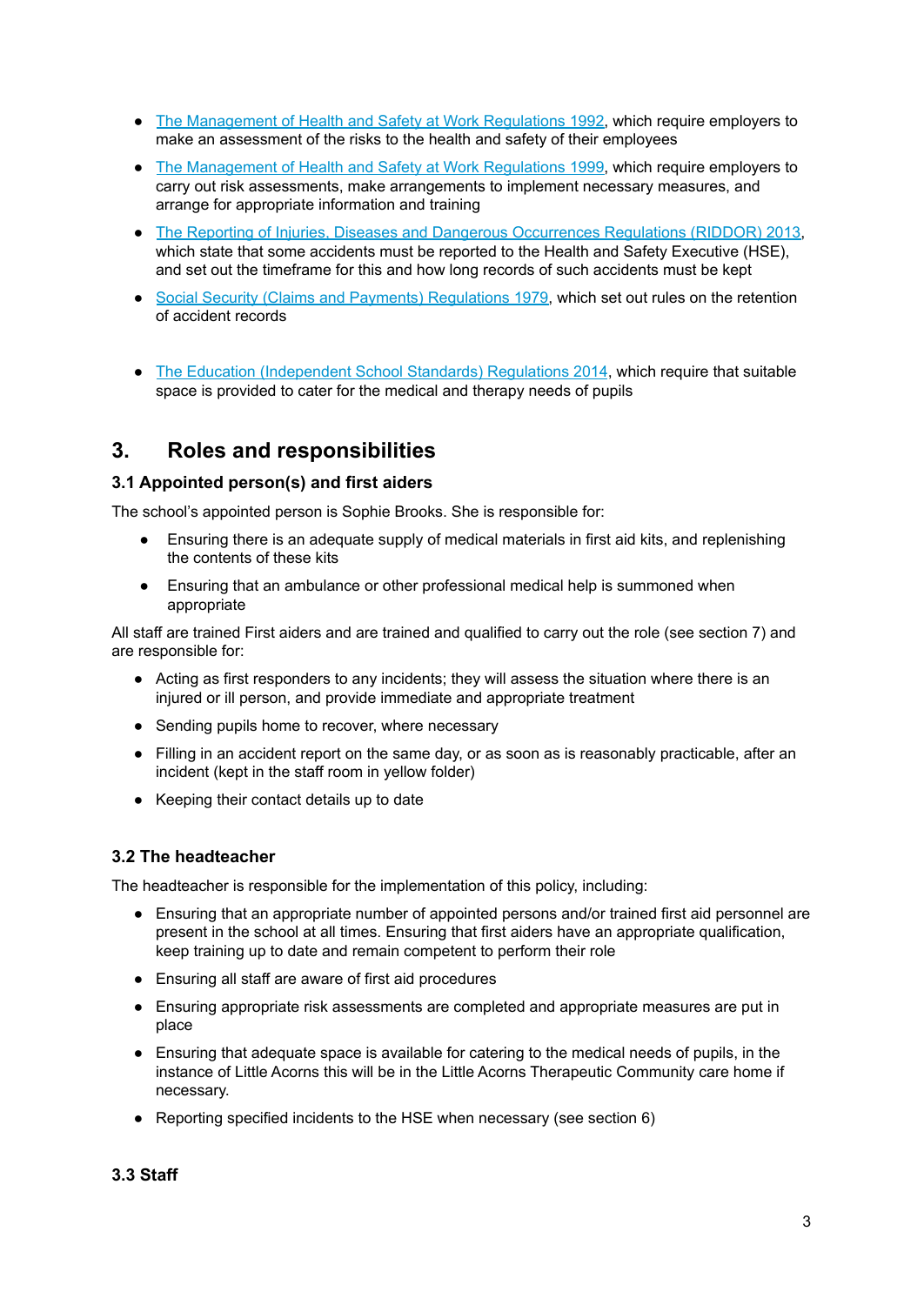- The Management of Health and Safety at Work Regulations 1992, which require employers to make an assessment of the risks to the health and safety of their employees
- The Management of Health and Safety at Work Regulations 1999, which require employers to carry out risk assessments, make arrangements to implement necessary measures, and arrange for appropriate information and training
- The Reporting of Injuries, Diseases and Dangerous Occurrences Regulations (RIDDOR) 2013, which state that some accidents must be reported to the Health and Safety Executive (HSE), and set out the timeframe for this and how long records of such accidents must be kept
- Social Security (Claims and Payments) Regulations 1979, which set out rules on the retention of accident records
- The Education (Independent School Standards) Regulations 2014, which require that suitable space is provided to cater for the medical and therapy needs of pupils

## 3. Roles and responsibilities

### 3.1 Appointed person(s) and first aiders

The school's appointed person is Sophie Brooks. She is responsible for:

- Ensuring there is an adequate supply of medical materials in first aid kits, and replenishing the contents of these kits
- Ensuring that an ambulance or other professional medical help is summoned when appropriate

All staff are trained First aiders and are trained and qualified to carry out the role (see section 7) and are responsible for:

- Acting as first responders to any incidents; they will assess the situation where there is an injured or ill person, and provide immediate and appropriate treatment
- Sending pupils home to recover, where necessary
- Filling in an accident report on the same day, or as soon as is reasonably practicable, after an incident (kept in the staff room in yellow folder)
- Keeping their contact details up to date

### 3.2 The headteacher

The headteacher is responsible for the implementation of this policy, including:

- Ensuring that an appropriate number of appointed persons and/or trained first aid personnel are present in the school at all times. Ensuring that first aiders have an appropriate qualification, keep training up to date and remain competent to perform their role
- Ensuring all staff are aware of first aid procedures
- Ensuring appropriate risk assessments are completed and appropriate measures are put in place
- Ensuring that adequate space is available for catering to the medical needs of pupils, in the instance of Little Acorns this will be in the Little Acorns Therapeutic Community care home if necessary.
- Reporting specified incidents to the HSE when necessary (see section 6)

### 3.3 Staff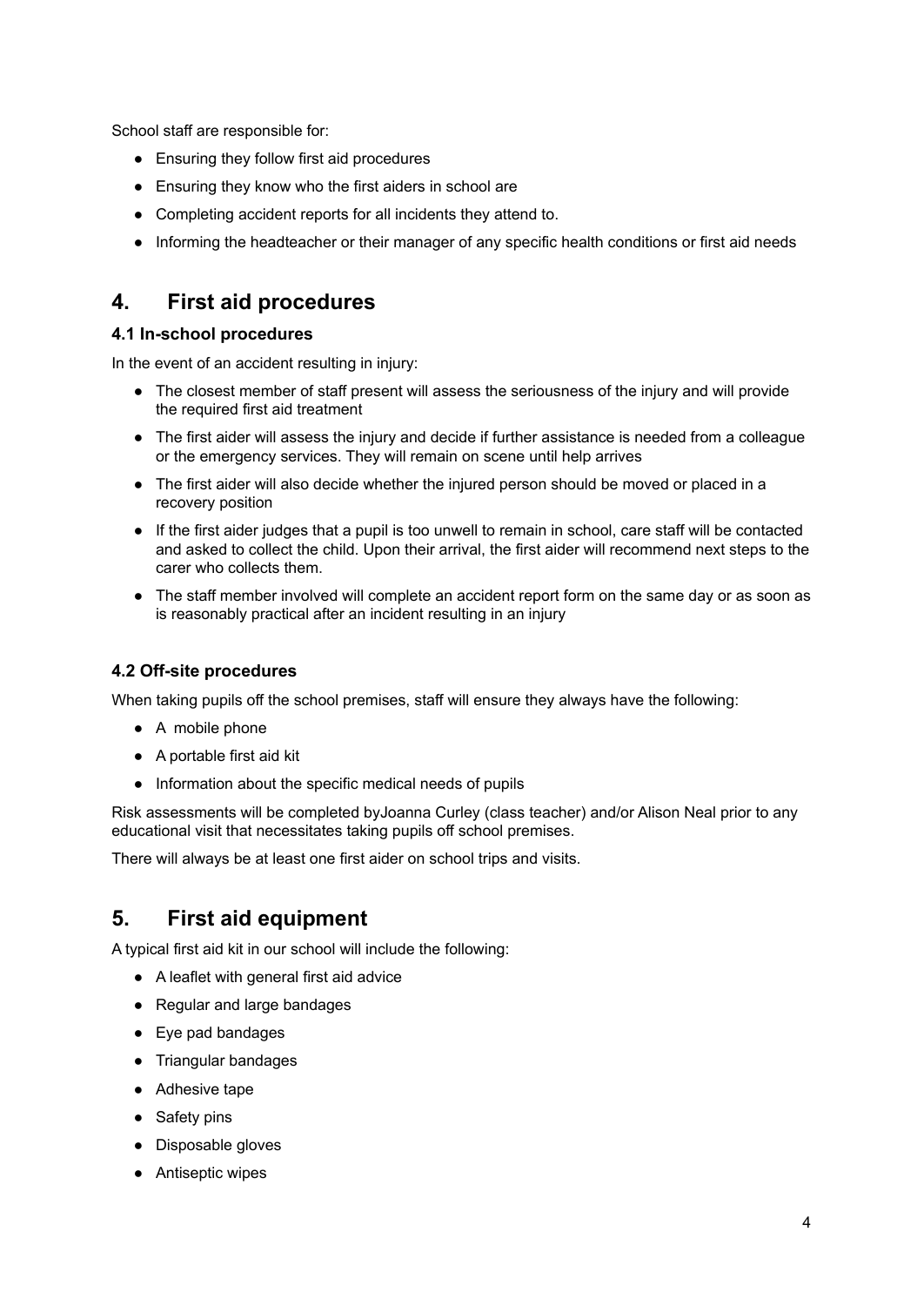School staff are responsible for:

- Ensuring they follow first aid procedures
- Ensuring they know who the first aiders in school are
- Completing accident reports for all incidents they attend to.
- Informing the headteacher or their manager of any specific health conditions or first aid needs

## 4. First aid procedures

### 4.1 In-school procedures

In the event of an accident resulting in injury:

- The closest member of staff present will assess the seriousness of the injury and will provide the required first aid treatment
- The first aider will assess the injury and decide if further assistance is needed from a colleague or the emergency services. They will remain on scene until help arrives
- The first aider will also decide whether the injured person should be moved or placed in a recovery position
- If the first aider judges that a pupil is too unwell to remain in school, care staff will be contacted and asked to collect the child. Upon their arrival, the first aider will recommend next steps to the carer who collects them.
- The staff member involved will complete an accident report form on the same day or as soon as is reasonably practical after an incident resulting in an injury

### 4.2 Off-site procedures

When taking pupils off the school premises, staff will ensure they always have the following:

- A mobile phone
- A portable first aid kit
- Information about the specific medical needs of pupils

Risk assessments will be completed byJoanna Curley (class teacher) and/or Alison Neal prior to any educational visit that necessitates taking pupils off school premises.

There will always be at least one first aider on school trips and visits.

## 5. First aid equipment

A typical first aid kit in our school will include the following:

- A leaflet with general first aid advice
- Regular and large bandages
- Eye pad bandages
- Triangular bandages
- Adhesive tape
- Safety pins
- Disposable gloves
- Antiseptic wipes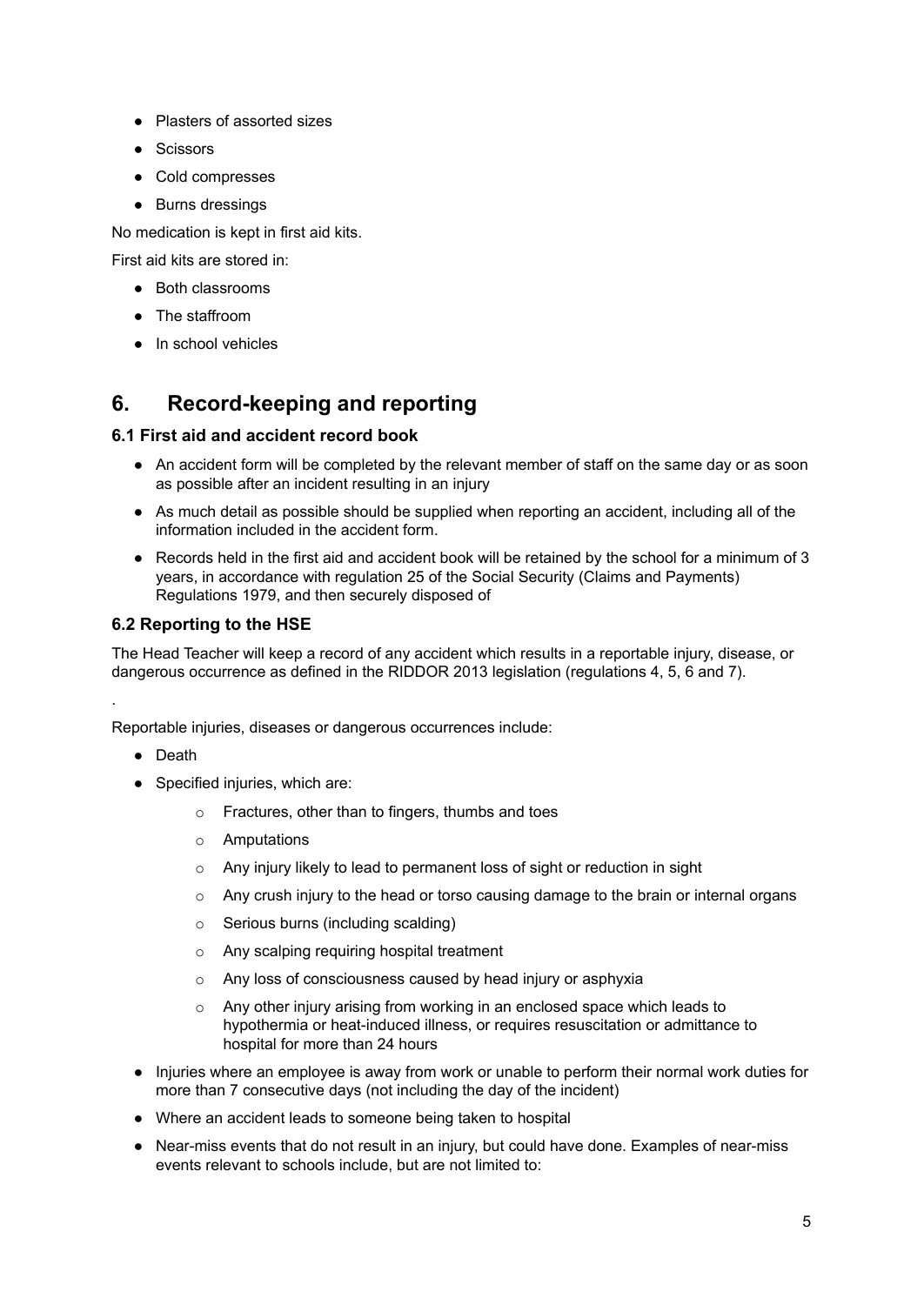- Plasters of assorted sizes
- Scissors
- Cold compresses
- Burns dressings

No medication is kept in first aid kits.

First aid kits are stored in:

- Both classrooms
- The staffroom
- In school vehicles

## 6. Record-keeping and reporting

### 6.1 First aid and accident record book

- An accident form will be completed by the relevant member of staff on the same day or as soon as possible after an incident resulting in an injury
- As much detail as possible should be supplied when reporting an accident, including all of the information included in the accident form.
- Records held in the first aid and accident book will be retained by the school for a minimum of 3 years, in accordance with regulation 25 of the Social Security (Claims and Payments) Regulations 1979, and then securely disposed of

### 6.2 Reporting to the HSE

The Head Teacher will keep a record of any accident which results in a reportable injury, disease, or dangerous occurrence as defined in the RIDDOR 2013 legislation (regulations 4, 5, 6 and 7).

.

Reportable injuries, diseases or dangerous occurrences include:

- Death
- Specified injuries, which are:
    - Fractures, other than to fingers, thumbs and toes
    - Amputations
    - Any injury likely to lead to permanent loss of sight or reduction in sight
    - Any crush injury to the head or torso causing damage to the brain or internal organs
    - Serious burns (including scalding)
    - Any scalping requiring hospital treatment
    - Any loss of consciousness caused by head injury or asphyxia
    - Any other injury arising from working in an enclosed space which leads to hypothermia or heat-induced illness, or requires resuscitation or admittance to hospital for more than 24 hours
- Injuries where an employee is away from work or unable to perform their normal work duties for more than 7 consecutive days (not including the day of the incident)
- Where an accident leads to someone being taken to hospital
- Near-miss events that do not result in an injury, but could have done. Examples of near-miss events relevant to schools include, but are not limited to: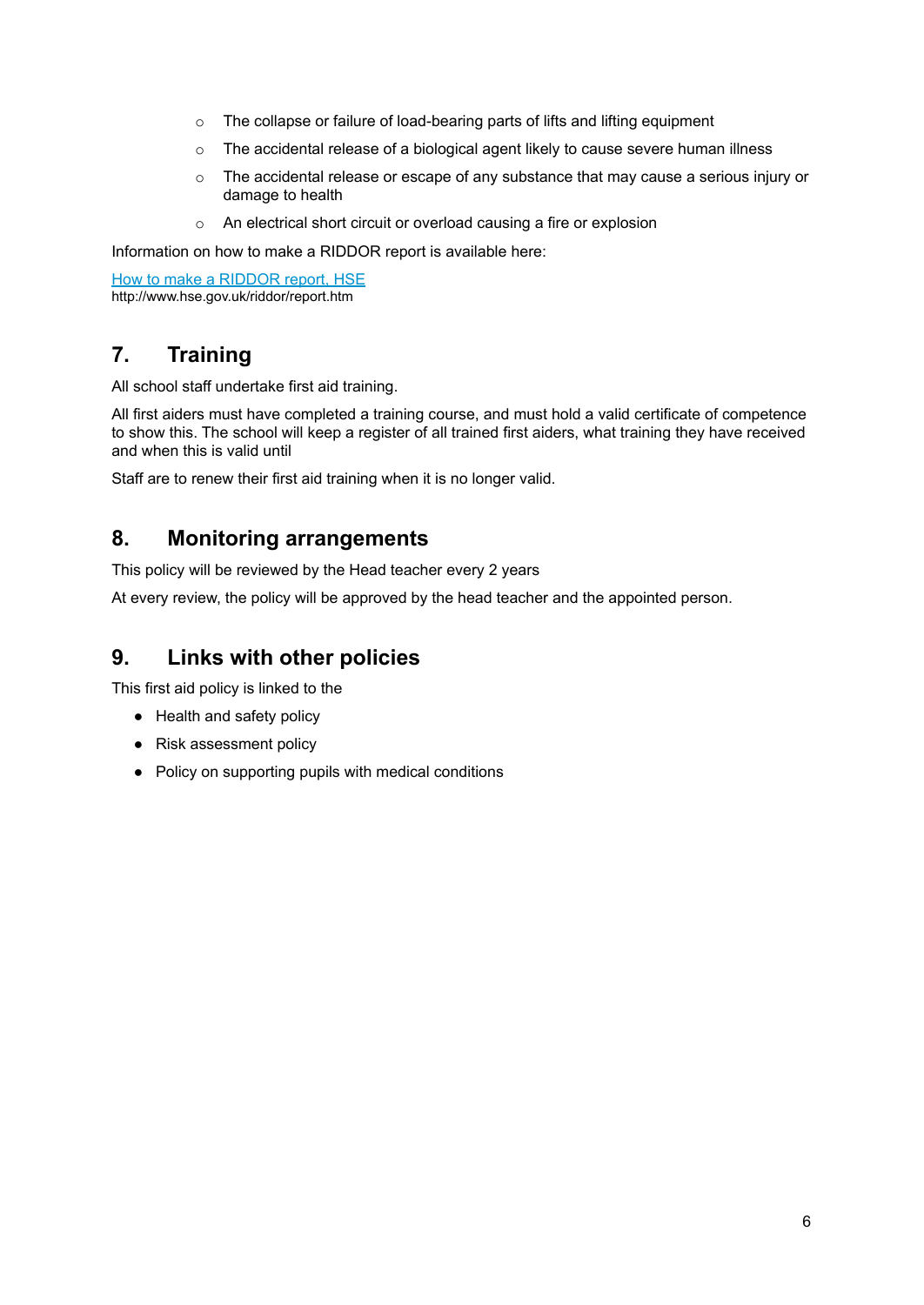- The collapse or failure of load-bearing parts of lifts and lifting equipment
- The accidental release of a biological agent likely to cause severe human illness
- The accidental release or escape of any substance that may cause a serious injury or damage to health
- An electrical short circuit or overload causing a fire or explosion

Information on how to make a RIDDOR report is available here:

[How to make a RIDDOR report, HSE](http://www.hse.gov.uk/riddor/report.htm)
http://www.hse.gov.uk/riddor/report.htm

## 7. Training

All school staff undertake first aid training.

All first aiders must have completed a training course, and must hold a valid certificate of competence to show this. The school will keep a register of all trained first aiders, what training they have received and when this is valid until

Staff are to renew their first aid training when it is no longer valid.

## 8. Monitoring arrangements

This policy will be reviewed by the Head teacher every 2 years

At every review, the policy will be approved by the head teacher and the appointed person.

## 9. Links with other policies

This first aid policy is linked to the

- Health and safety policy
- Risk assessment policy
- Policy on supporting pupils with medical conditions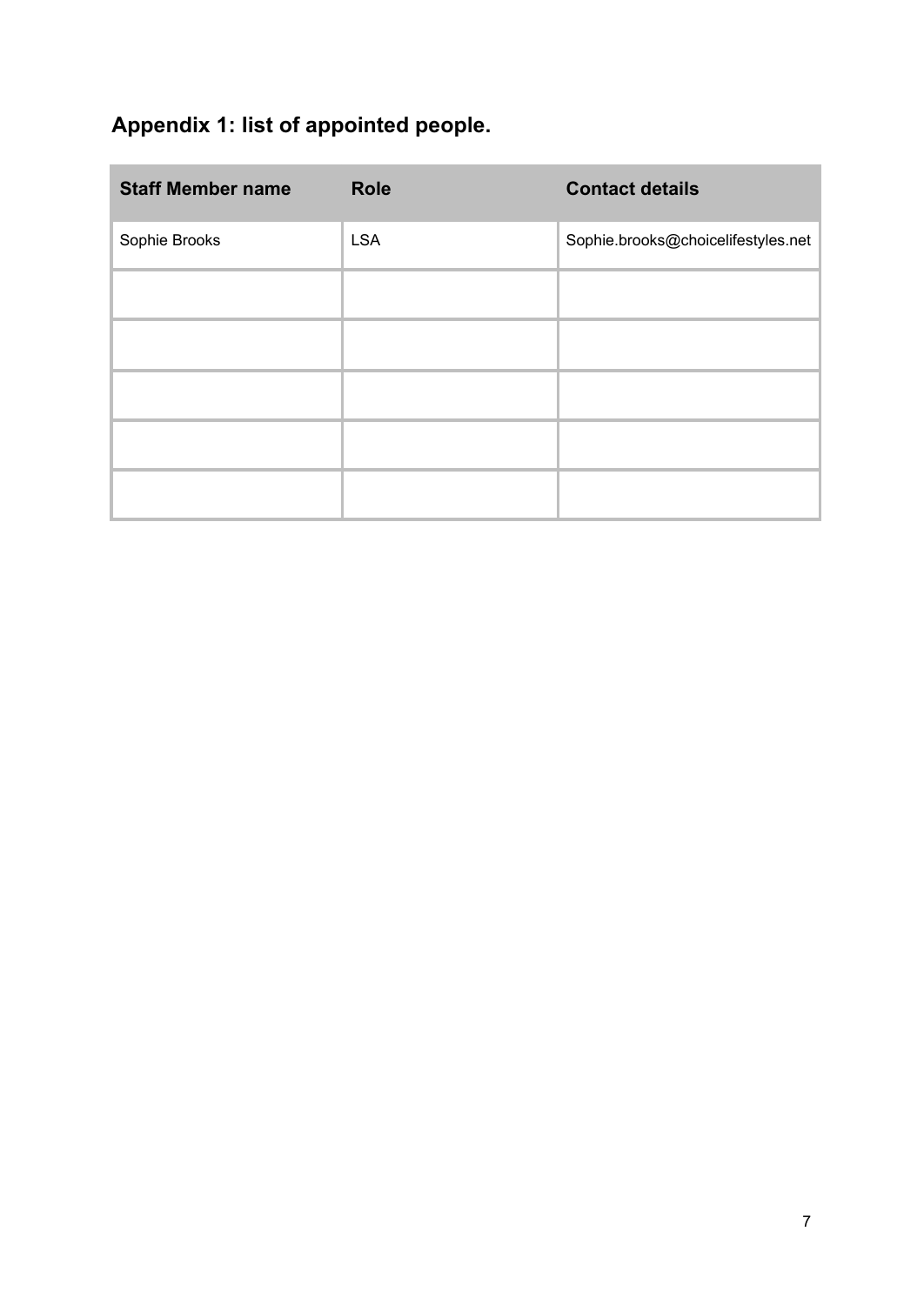## Appendix 1: list of appointed people.

| Staff Member name | Role | Contact details |
| --- | --- | --- |
| Sophie Brooks | LSA | Sophie.brooks@choicelifestyles.net |
| | | |
| | | |
| | | |
| | | |
| | | |